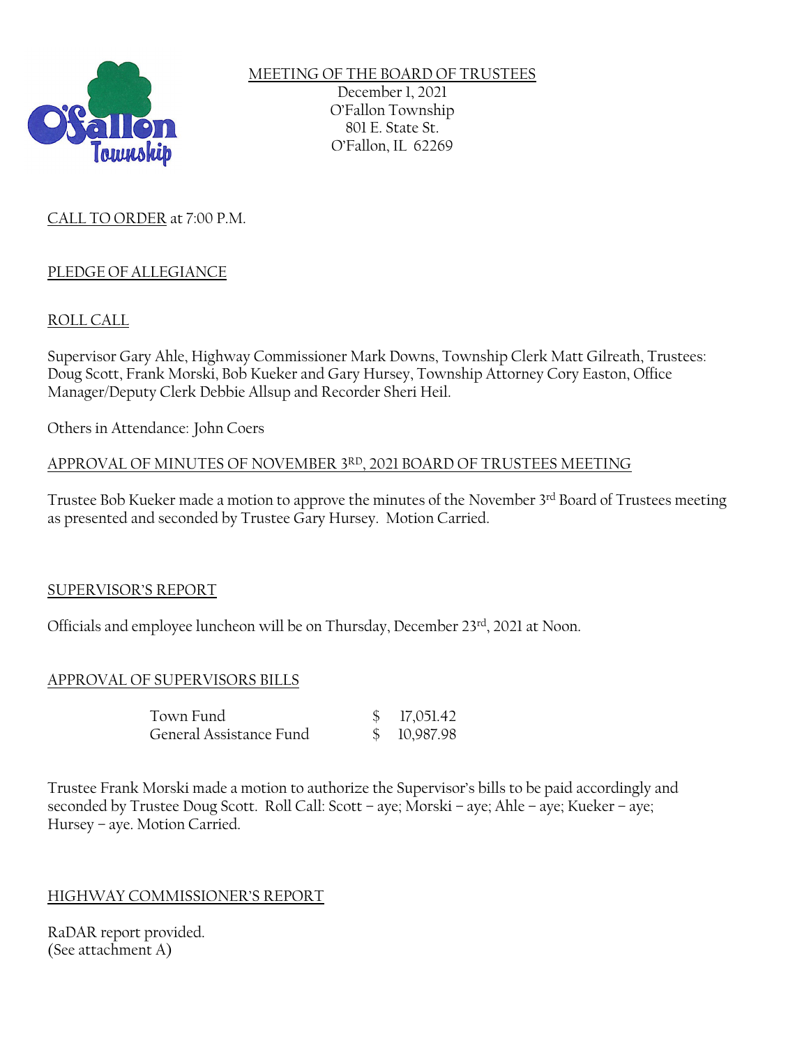# MEETING OF THE BOARD OF TRUSTEES

December 1, 2021
O'Fallon Township
801 E. State St.
O'Fallon, IL 62269

CALL TO ORDER at 7:00 P.M.

## PLEDGE OF ALLEGIANCE

## ROLL CALL

Supervisor Gary Ahle, Highway Commissioner Mark Downs, Township Clerk Matt Gilreath, Trustees: Doug Scott, Frank Morski, Bob Kueker and Gary Hursey, Township Attorney Cory Easton, Office Manager/Deputy Clerk Debbie Allsup and Recorder Sheri Heil.

Others in Attendance: John Coers

## APPROVAL OF MINUTES OF NOVEMBER 3RD, 2021 BOARD OF TRUSTEES MEETING

Trustee Bob Kueker made a motion to approve the minutes of the November 3rd Board of Trustees meeting as presented and seconded by Trustee Gary Hursey. Motion Carried.

## SUPERVISOR'S REPORT

Officials and employee luncheon will be on Thursday, December 23rd, 2021 at Noon.

## APPROVAL OF SUPERVISORS BILLS

| | |
|---|---|
| Town Fund | $ 17,051.42 |
| General Assistance Fund | $ 10,987.98 |

Trustee Frank Morski made a motion to authorize the Supervisor's bills to be paid accordingly and seconded by Trustee Doug Scott. Roll Call: Scott – aye; Morski – aye; Ahle – aye; Kueker – aye; Hursey – aye. Motion Carried.

## HIGHWAY COMMISSIONER'S REPORT

RaDAR report provided.
(See attachment A)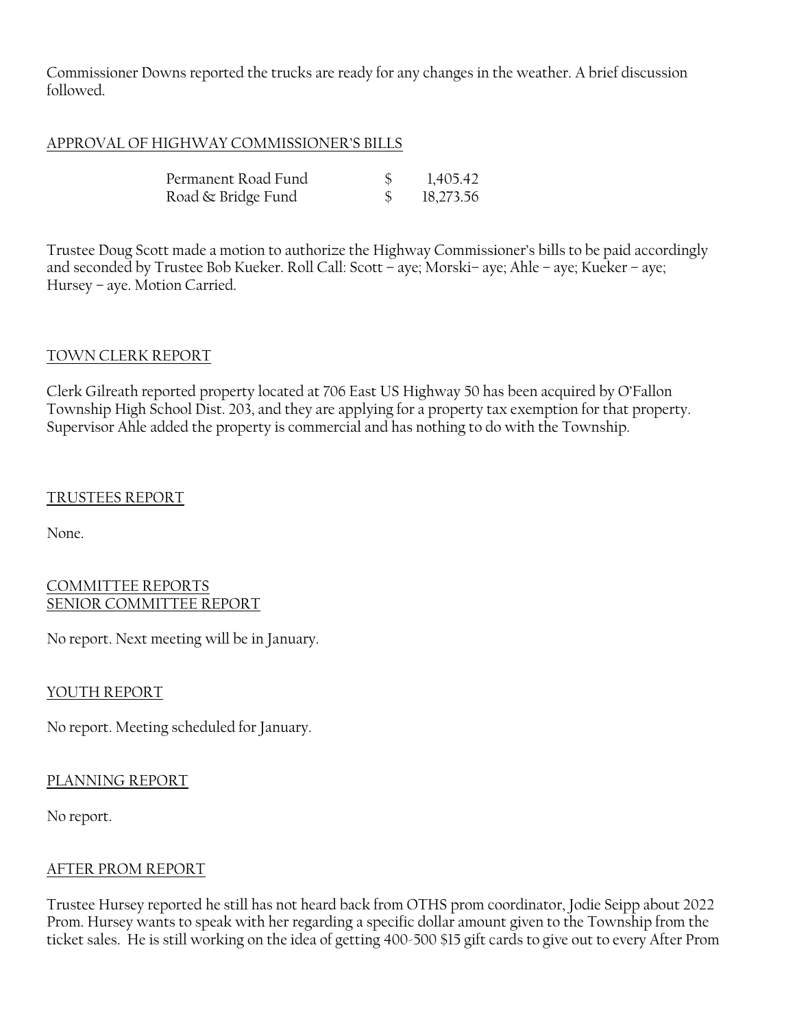Commissioner Downs reported the trucks are ready for any changes in the weather. A brief discussion followed.

## APPROVAL OF HIGHWAY COMMISSIONER'S BILLS

| | | |
|---|---|---|
| Permanent Road Fund | $ | 1,405.42 |
| Road & Bridge Fund | $ | 18,273.56 |

Trustee Doug Scott made a motion to authorize the Highway Commissioner's bills to be paid accordingly and seconded by Trustee Bob Kueker. Roll Call: Scott – aye; Morski– aye; Ahle – aye; Kueker – aye; Hursey – aye. Motion Carried.

## TOWN CLERK REPORT

Clerk Gilreath reported property located at 706 East US Highway 50 has been acquired by O'Fallon Township High School Dist. 203, and they are applying for a property tax exemption for that property. Supervisor Ahle added the property is commercial and has nothing to do with the Township.

## TRUSTEES REPORT

None.

## COMMITTEE REPORTS
## SENIOR COMMITTEE REPORT

No report. Next meeting will be in January.

## YOUTH REPORT

No report. Meeting scheduled for January.

## PLANNING REPORT

No report.

## AFTER PROM REPORT

Trustee Hursey reported he still has not heard back from OTHS prom coordinator, Jodie Seipp about 2022 Prom. Hursey wants to speak with her regarding a specific dollar amount given to the Township from the ticket sales. He is still working on the idea of getting 400-500 $15 gift cards to give out to every After Prom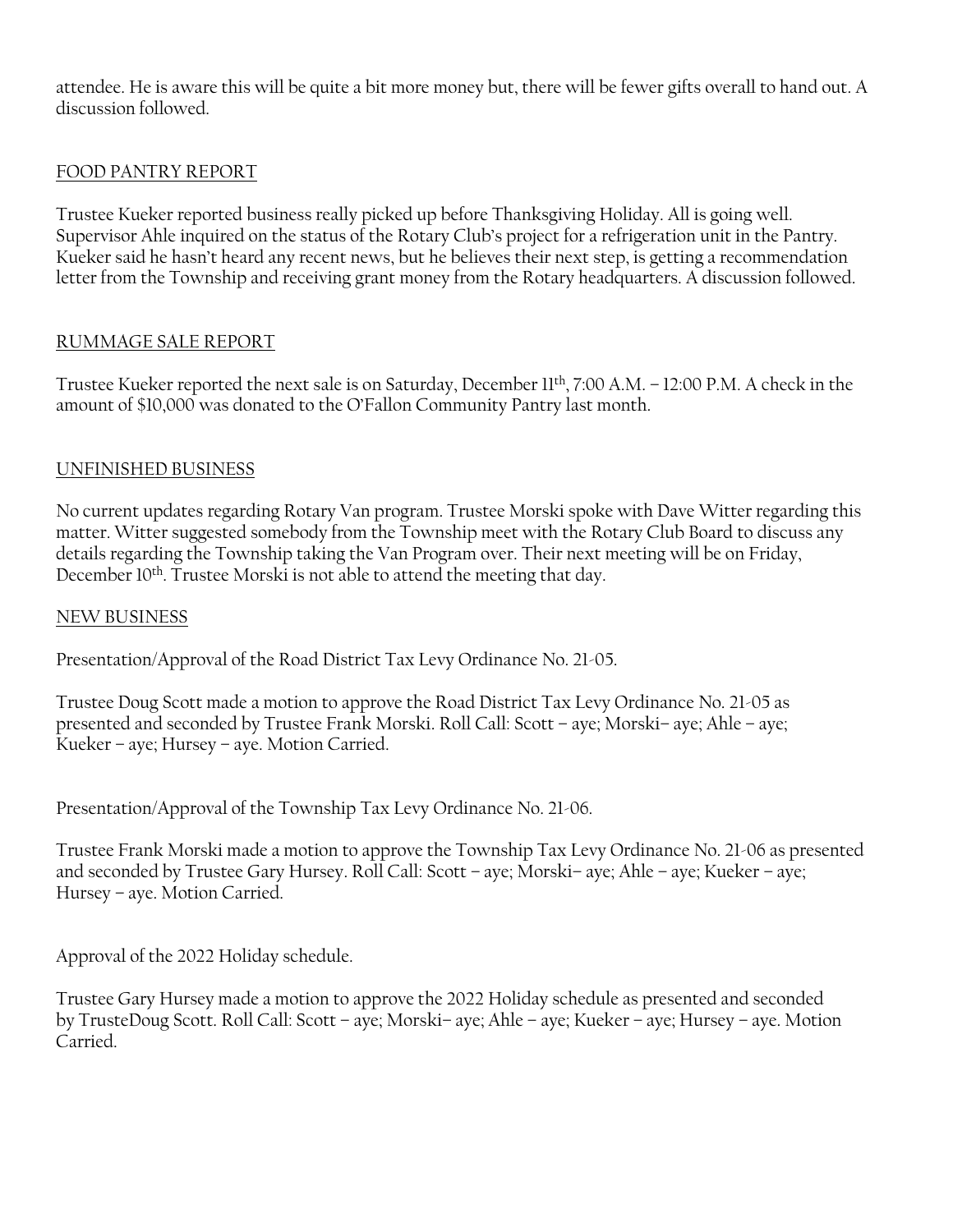attendee. He is aware this will be quite a bit more money but, there will be fewer gifts overall to hand out. A discussion followed.

<u>FOOD PANTRY REPORT</u>

Trustee Kueker reported business really picked up before Thanksgiving Holiday. All is going well. Supervisor Ahle inquired on the status of the Rotary Club's project for a refrigeration unit in the Pantry. Kueker said he hasn't heard any recent news, but he believes their next step, is getting a recommendation letter from the Township and receiving grant money from the Rotary headquarters. A discussion followed.

<u>RUMMAGE SALE REPORT</u>

Trustee Kueker reported the next sale is on Saturday, December 11th, 7:00 A.M. – 12:00 P.M. A check in the amount of $10,000 was donated to the O'Fallon Community Pantry last month.

<u>UNFINISHED BUSINESS</u>

No current updates regarding Rotary Van program. Trustee Morski spoke with Dave Witter regarding this matter. Witter suggested somebody from the Township meet with the Rotary Club Board to discuss any details regarding the Township taking the Van Program over. Their next meeting will be on Friday, December 10th. Trustee Morski is not able to attend the meeting that day.

<u>NEW BUSINESS</u>

Presentation/Approval of the Road District Tax Levy Ordinance No. 21-05.

Trustee Doug Scott made a motion to approve the Road District Tax Levy Ordinance No. 21-05 as presented and seconded by Trustee Frank Morski. Roll Call: Scott – aye; Morski– aye; Ahle – aye; Kueker – aye; Hursey – aye. Motion Carried.

Presentation/Approval of the Township Tax Levy Ordinance No. 21-06.

Trustee Frank Morski made a motion to approve the Township Tax Levy Ordinance No. 21-06 as presented and seconded by Trustee Gary Hursey. Roll Call: Scott – aye; Morski– aye; Ahle – aye; Kueker – aye; Hursey – aye. Motion Carried.

Approval of the 2022 Holiday schedule.

Trustee Gary Hursey made a motion to approve the 2022 Holiday schedule as presented and seconded by TrusteDoug Scott. Roll Call: Scott – aye; Morski– aye; Ahle – aye; Kueker – aye; Hursey – aye. Motion Carried.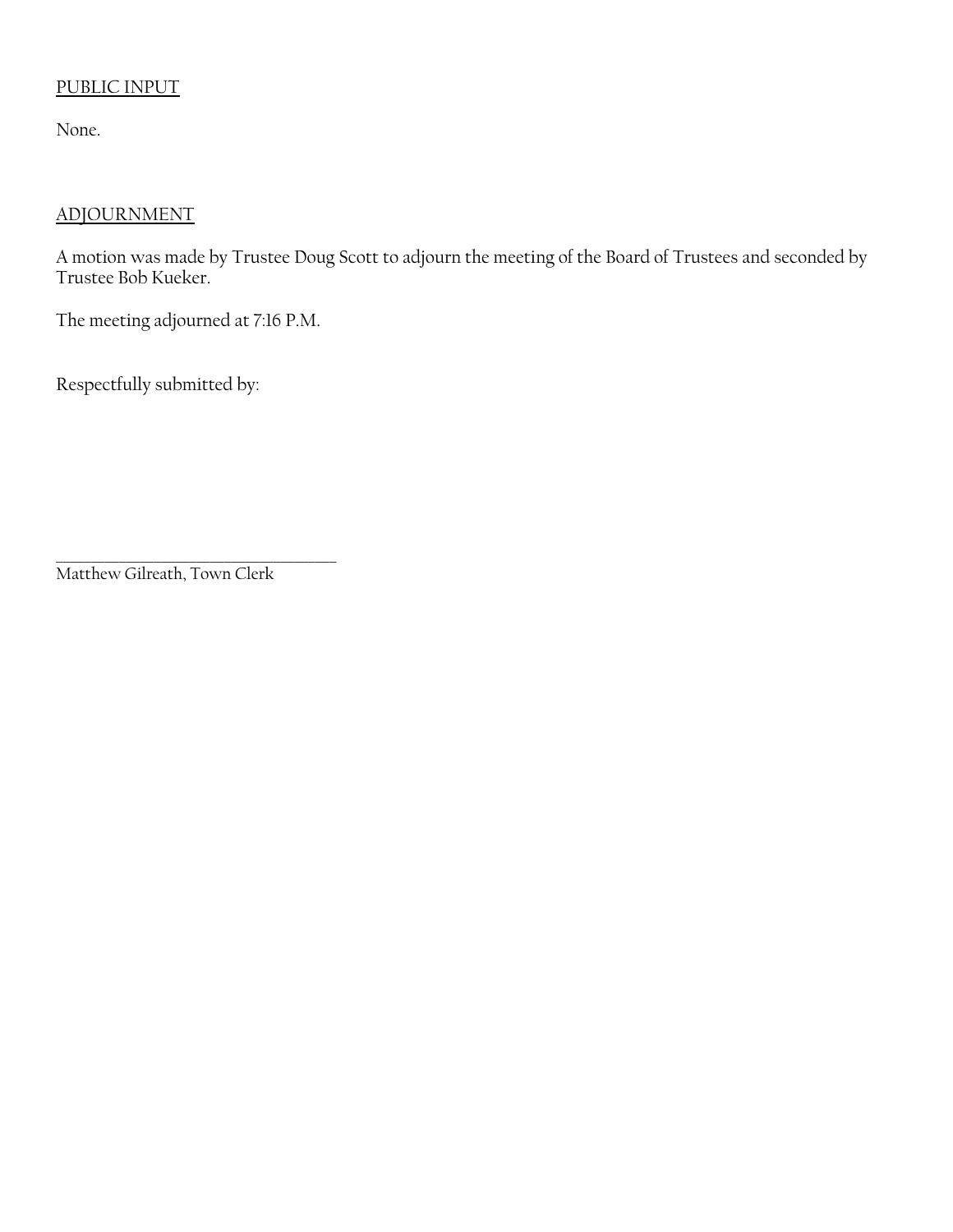PUBLIC INPUT

None.

ADJOURNMENT

A motion was made by Trustee Doug Scott to adjourn the meeting of the Board of Trustees and seconded by Trustee Bob Kueker.

The meeting adjourned at 7:16 P.M.

Respectfully submitted by:

_________________________________

Matthew Gilreath, Town Clerk